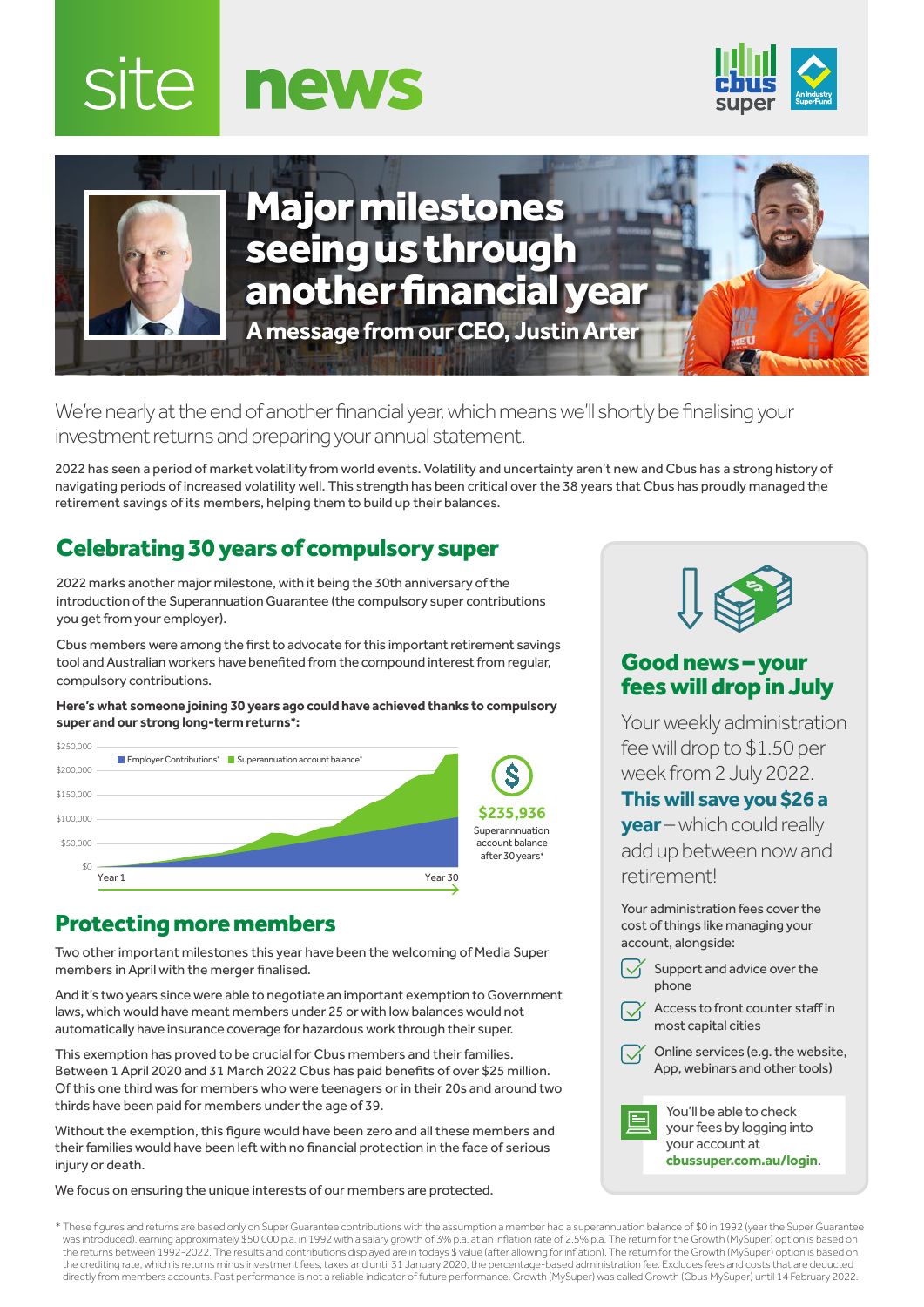# site news

cbus super — An Industry SuperFund

# Major milestones seeing us through another financial year

## A message from our CEO, Justin Arter

We're nearly at the end of another financial year, which means we'll shortly be finalising your investment returns and preparing your annual statement.

2022 has seen a period of market volatility from world events. Volatility and uncertainty aren't new and Cbus has a strong history of navigating periods of increased volatility well. This strength has been critical over the 38 years that Cbus has proudly managed the retirement savings of its members, helping them to build up their balances.

## Celebrating 30 years of compulsory super

2022 marks another major milestone, with it being the 30th anniversary of the introduction of the Superannuation Guarantee (the compulsory super contributions you get from your employer).

Cbus members were among the first to advocate for this important retirement savings tool and Australian workers have benefited from the compound interest from regular, compulsory contributions.

**Here's what someone joining 30 years ago could have achieved thanks to compulsory super and our strong long-term returns*:**

Chart legend: Employer Contributions* | Superannuation account balance*

Y-axis: $0, $50,000, $100,000, $150,000, $200,000, $250,000. X-axis: Year 1 to Year 30.

**$235,936** Superannnuation account balance after 30 years*

## Protecting more members

Two other important milestones this year have been the welcoming of Media Super members in April with the merger finalised.

And it's two years since were able to negotiate an important exemption to Government laws, which would have meant members under 25 or with low balances would not automatically have insurance coverage for hazardous work through their super.

This exemption has proved to be crucial for Cbus members and their families. Between 1 April 2020 and 31 March 2022 Cbus has paid benefits of over $25 million. Of this one third was for members who were teenagers or in their 20s and around two thirds have been paid for members under the age of 39.

Without the exemption, this figure would have been zero and all these members and their families would have been left with no financial protection in the face of serious injury or death.

We focus on ensuring the unique interests of our members are protected.

## Good news – your fees will drop in July

Your weekly administration fee will drop to $1.50 per week from 2 July 2022. **This will save you $26 a year** – which could really add up between now and retirement!

Your administration fees cover the cost of things like managing your account, alongside:

- Support and advice over the phone
- Access to front counter staff in most capital cities
- Online services (e.g. the website, App, webinars and other tools)

You'll be able to check your fees by logging into your account at **cbussuper.com.au/login**.

\* These figures and returns are based only on Super Guarantee contributions with the assumption a member had a superannuation balance of $0 in 1992 (year the Super Guarantee was introduced), earning approximately $50,000 p.a. in 1992 with a salary growth of 3% p.a. at an inflation rate of 2.5% p.a. The return for the Growth (MySuper) option is based on the returns between 1992-2022. The results and contributions displayed are in todays $ value (after allowing for inflation). The return for the Growth (MySuper) option is based on the crediting rate, which is returns minus investment fees, taxes and until 31 January 2020, the percentage-based administration fee. Excludes fees and costs that are deducted directly from members accounts. Past performance is not a reliable indicator of future performance. Growth (MySuper) was called Growth (Cbus MySuper) until 14 February 2022.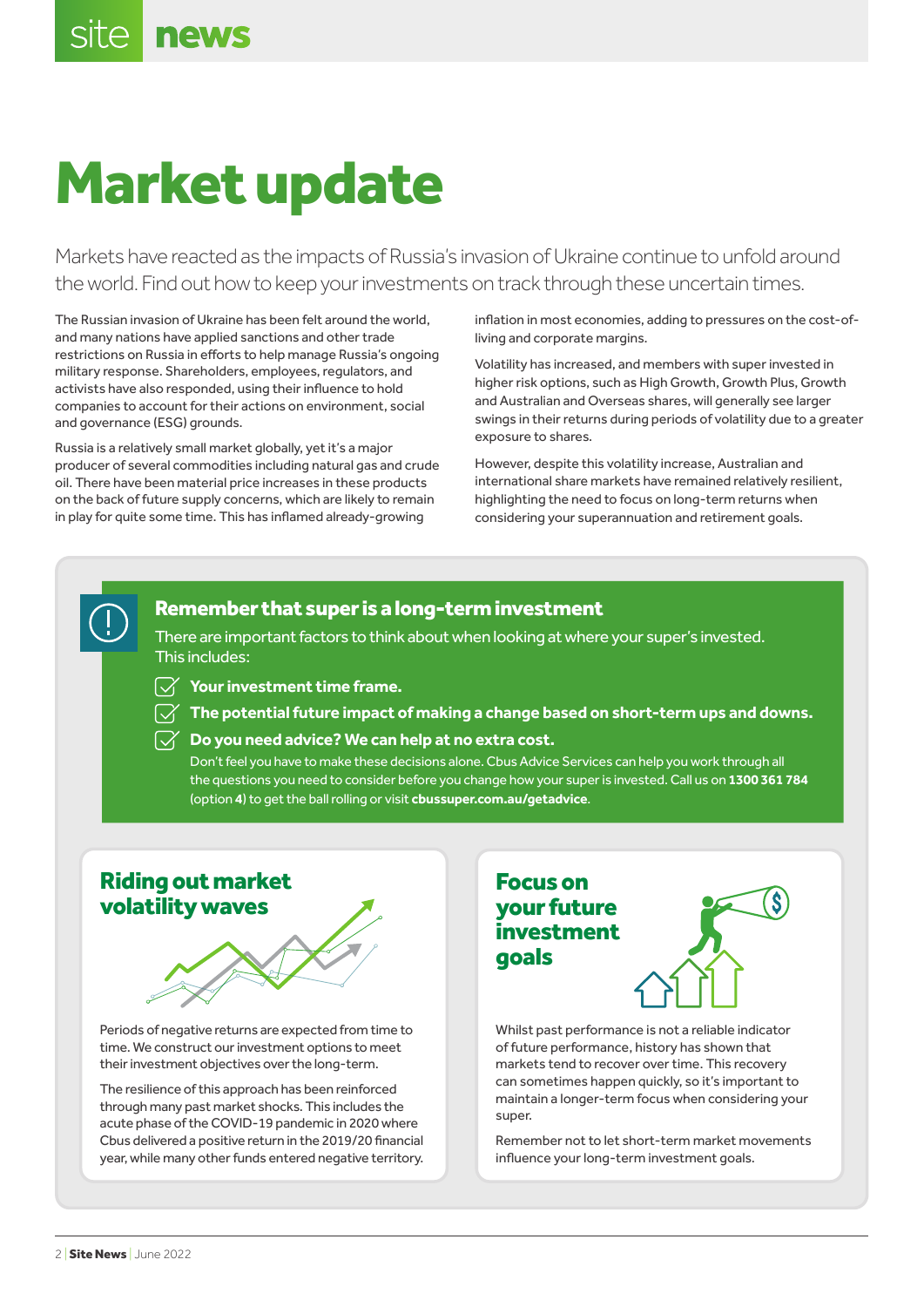# Market update

Markets have reacted as the impacts of Russia's invasion of Ukraine continue to unfold around the world. Find out how to keep your investments on track through these uncertain times.

The Russian invasion of Ukraine has been felt around the world, and many nations have applied sanctions and other trade restrictions on Russia in efforts to help manage Russia's ongoing military response. Shareholders, employees, regulators, and activists have also responded, using their influence to hold companies to account for their actions on environment, social and governance (ESG) grounds.

Russia is a relatively small market globally, yet it's a major producer of several commodities including natural gas and crude oil. There have been material price increases in these products on the back of future supply concerns, which are likely to remain in play for quite some time. This has inflamed already-growing inflation in most economies, adding to pressures on the cost-of-living and corporate margins.

Volatility has increased, and members with super invested in higher risk options, such as High Growth, Growth Plus, Growth and Australian and Overseas shares, will generally see larger swings in their returns during periods of volatility due to a greater exposure to shares.

However, despite this volatility increase, Australian and international share markets have remained relatively resilient, highlighting the need to focus on long-term returns when considering your superannuation and retirement goals.

## Remember that super is a long-term investment

There are important factors to think about when looking at where your super's invested. This includes:

- **Your investment time frame.**
- **The potential future impact of making a change based on short-term ups and downs.**
- **Do you need advice? We can help at no extra cost.**
  Don't feel you have to make these decisions alone. Cbus Advice Services can help you work through all the questions you need to consider before you change how your super is invested. Call us on **1300 361 784** (option **4**) to get the ball rolling or visit **cbussuper.com.au/getadvice**.

## Riding out market volatility waves

Periods of negative returns are expected from time to time. We construct our investment options to meet their investment objectives over the long-term.

The resilience of this approach has been reinforced through many past market shocks. This includes the acute phase of the COVID-19 pandemic in 2020 where Cbus delivered a positive return in the 2019/20 financial year, while many other funds entered negative territory.

## Focus on your future investment goals

Whilst past performance is not a reliable indicator of future performance, history has shown that markets tend to recover over time. This recovery can sometimes happen quickly, so it's important to maintain a longer-term focus when considering your super.

Remember not to let short-term market movements influence your long-term investment goals.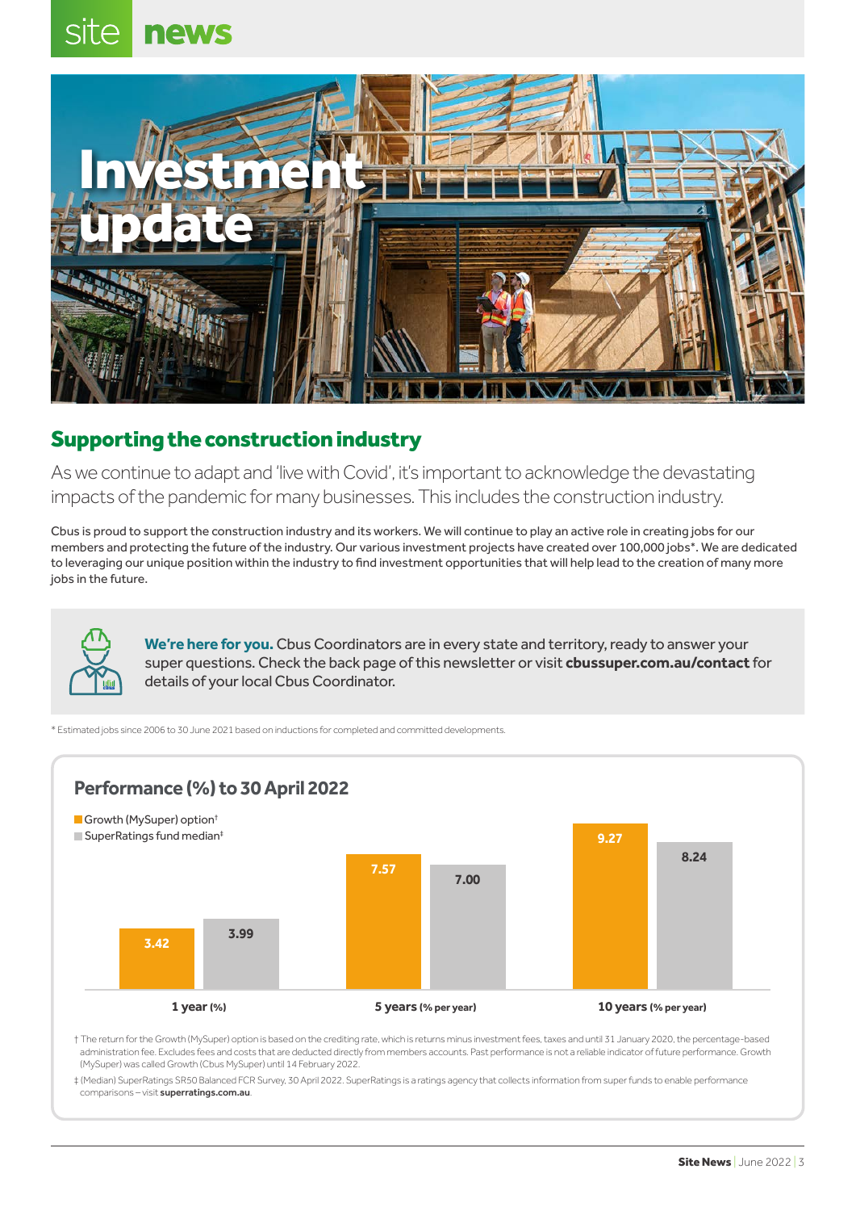# Investment update

## Supporting the construction industry

As we continue to adapt and 'live with Covid', it's important to acknowledge the devastating impacts of the pandemic for many businesses. This includes the construction industry.

Cbus is proud to support the construction industry and its workers. We will continue to play an active role in creating jobs for our members and protecting the future of the industry. Our various investment projects have created over 100,000 jobs*. We are dedicated to leveraging our unique position within the industry to find investment opportunities that will help lead to the creation of many more jobs in the future.

**We're here for you.** Cbus Coordinators are in every state and territory, ready to answer your super questions. Check the back page of this newsletter or visit **cbussuper.com.au/contact** for details of your local Cbus Coordinator.

* Estimated jobs since 2006 to 30 June 2021 based on inductions for completed and committed developments.

### Performance (%) to 30 April 2022

| | Growth (MySuper) option† | SuperRatings fund median‡ |
|---|---|---|
| 1 year (%) | 3.42 | 3.99 |
| 5 years (% per year) | 7.57 | 7.00 |
| 10 years (% per year) | 9.27 | 8.24 |

† The return for the Growth (MySuper) option is based on the crediting rate, which is returns minus investment fees, taxes and until 31 January 2020, the percentage-based administration fee. Excludes fees and costs that are deducted directly from members accounts. Past performance is not a reliable indicator of future performance. Growth (MySuper) was called Growth (Cbus MySuper) until 14 February 2022.

‡ (Median) SuperRatings SR50 Balanced FCR Survey, 30 April 2022. SuperRatings is a ratings agency that collects information from super funds to enable performance comparisons – visit **superratings.com.au**.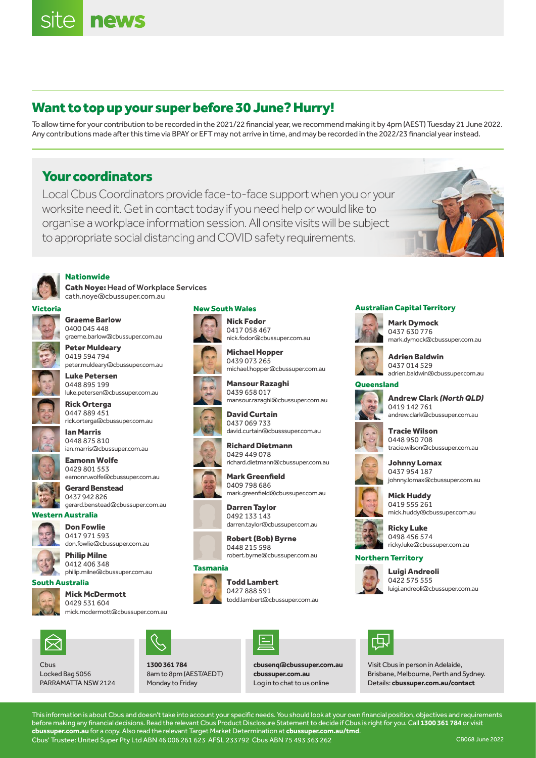# site news

## Want to top up your super before 30 June? Hurry!

To allow time for your contribution to be recorded in the 2021/22 financial year, we recommend making it by 4pm (AEST) Tuesday 21 June 2022. Any contributions made after this time via BPAY or EFT may not arrive in time, and may be recorded in the 2022/23 financial year instead.

## Your coordinators

Local Cbus Coordinators provide face-to-face support when you or your worksite need it. Get in contact today if you need help or would like to organise a workplace information session. All onsite visits will be subject to appropriate social distancing and COVID safety requirements.

### Nationwide

**Cath Noye:** Head of Workplace Services
cath.noye@cbussuper.com.au

### Victoria

**Graeme Barlow**
0400 045 448
graeme.barlow@cbussuper.com.au

**Peter Muldeary**
0419 594 794
peter.muldeary@cbussuper.com.au

**Luke Petersen**
0448 895 199
luke.petersen@cbussuper.com.au

**Rick Orterga**
0447 889 451
rick.orterga@cbussuper.com.au

**Ian Marris**
0448 875 810
ian.marris@cbussuper.com.au

**Eamonn Wolfe**
0429 801 553
eamonn.wolfe@cbussuper.com.au

**Gerard Benstead**
0437 942 826
gerard.benstead@cbussuper.com.au

### Western Australia

**Don Fowlie**
0417 971 593
don.fowlie@cbussuper.com.au

**Philip Milne**
0412 406 348
philip.milne@cbussuper.com.au

### South Australia

**Mick McDermott**
0429 531 604
mick.mcdermott@cbussuper.com.au

### New South Wales

**Nick Fodor**
0417 058 467
nick.fodor@cbussuper.com.au

**Michael Hopper**
0439 073 265
michael.hopper@cbussuper.com.au

**Mansour Razaghi**
0439 658 017
mansour.razaghi@cbussuper.com.au

**David Curtain**
0437 069 733
david.curtain@cbusssuper.com.au

**Richard Dietmann**
0429 449 078
richard.dietmann@cbussuper.com.au

**Mark Greenfield**
0409 798 686
mark.greenfield@cbussuper.com.au

**Darren Taylor**
0492 133 143
darren.taylor@cbussuper.com.au

**Robert (Bob) Byrne**
0448 215 598
robert.byrne@cbussuper.com.au

### Tasmania

**Todd Lambert**
0427 888 591
todd.lambert@cbussuper.com.au

### Australian Capital Territory

**Mark Dymock**
0437 630 776
mark.dymock@cbussuper.com.au

**Adrien Baldwin**
0437 014 529
adrien.baldwin@cbussuper.com.au

### Queensland

**Andrew Clark *(North QLD)***
0419 142 761
andrew.clark@cbussuper.com.au

**Tracie Wilson**
0448 950 708
tracie.wilson@cbussuper.com.au

**Johnny Lomax**
0437 954 187
johnny.lomax@cbussuper.com.au

**Mick Huddy**
0419 555 261
mick.huddy@cbussuper.com.au

**Ricky Luke**
0498 456 574
ricky.luke@cbussuper.com.au

### Northern Territory

**Luigi Andreoli**
0422 575 555
luigi.andreoli@cbussuper.com.au

---

Cbus
Locked Bag 5056
PARRAMATTA NSW 2124

**1300 361 784**
8am to 8pm (AEST/AEDT)
Monday to Friday

**cbusenq@cbussuper.com.au**
**cbussuper.com.au**
Log in to chat to us online

Visit Cbus in person in Adelaide, Brisbane, Melbourne, Perth and Sydney.
Details: **cbussuper.com.au/contact**

This information is about Cbus and doesn't take into account your specific needs. You should look at your own financial position, objectives and requirements before making any financial decisions. Read the relevant Cbus Product Disclosure Statement to decide if Cbus is right for you. Call **1300 361 784** or visit **cbussuper.com.au** for a copy. Also read the relevant Target Market Determination at **cbussuper.com.au/tmd**.
Cbus' Trustee: United Super Pty Ltd ABN 46 006 261 623 AFSL 233792 Cbus ABN 75 493 363 262

CB068 June 2022